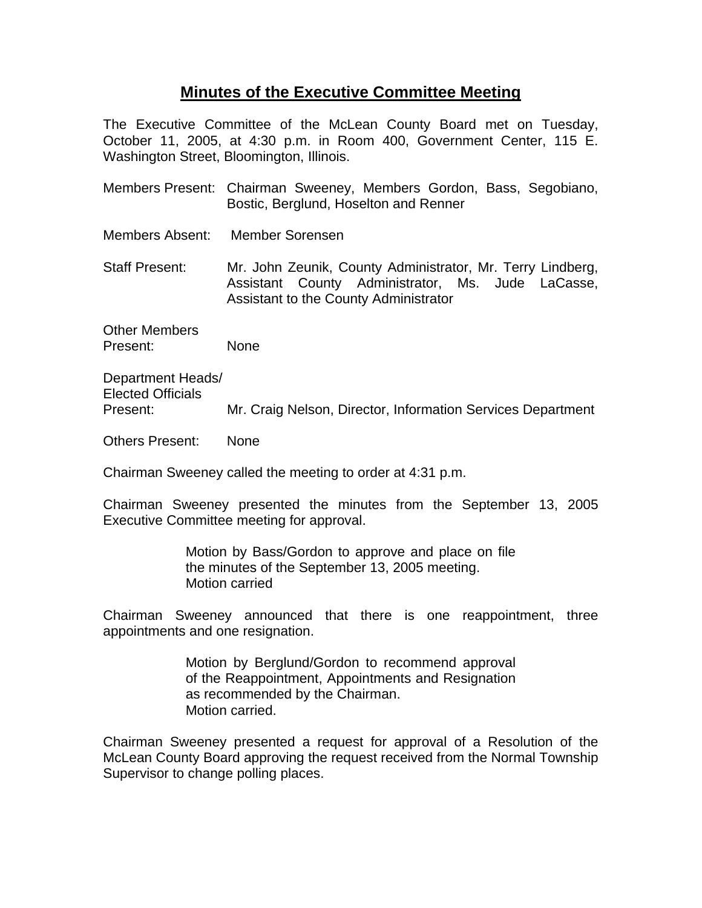# Minutes of the Executive Committee Meeting

The Executive Committee of the McLean County Board met on Tuesday, October 11, 2005, at 4:30 p.m. in Room 400, Government Center, 115 E. Washington Street, Bloomington, Illinois.

Members Present: Chairman Sweeney, Members Gordon, Bass, Segobiano, Bostic, Berglund, Hoselton and Renner

Members Absent: Member Sorensen

Staff Present: Mr. John Zeunik, County Administrator, Mr. Terry Lindberg, Assistant County Administrator, Ms. Jude LaCasse, Assistant to the County Administrator

Other Members Present: None

Department Heads/ Elected Officials Present: Mr. Craig Nelson, Director, Information Services Department

Others Present: None

Chairman Sweeney called the meeting to order at 4:31 p.m.

Chairman Sweeney presented the minutes from the September 13, 2005 Executive Committee meeting for approval.

> Motion by Bass/Gordon to approve and place on file the minutes of the September 13, 2005 meeting.
> Motion carried

Chairman Sweeney announced that there is one reappointment, three appointments and one resignation.

> Motion by Berglund/Gordon to recommend approval of the Reappointment, Appointments and Resignation as recommended by the Chairman.
> Motion carried.

Chairman Sweeney presented a request for approval of a Resolution of the McLean County Board approving the request received from the Normal Township Supervisor to change polling places.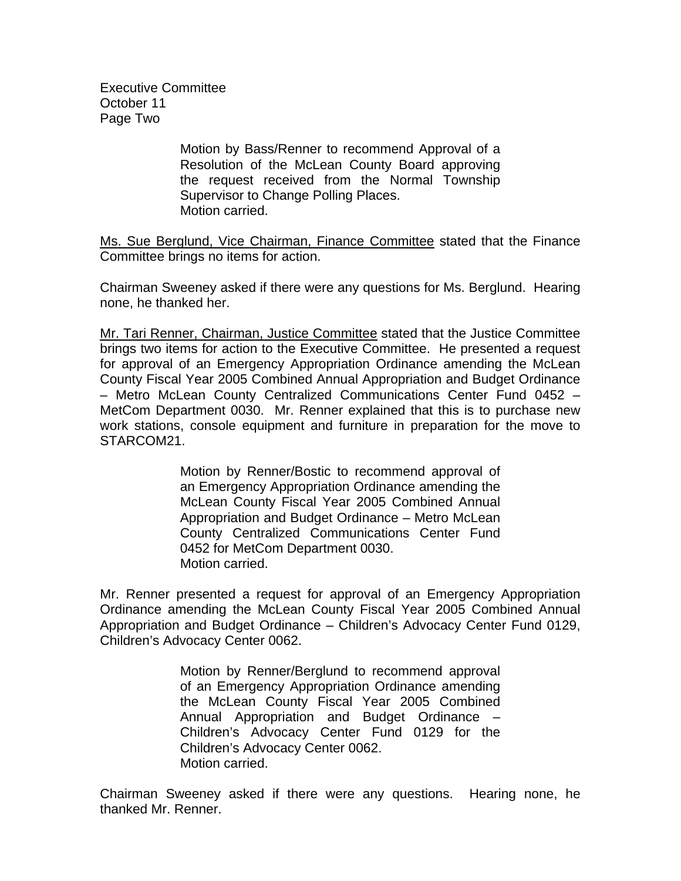Motion by Bass/Renner to recommend Approval of a Resolution of the McLean County Board approving the request received from the Normal Township Supervisor to Change Polling Places.
Motion carried.

Ms. Sue Berglund, Vice Chairman, Finance Committee stated that the Finance Committee brings no items for action.

Chairman Sweeney asked if there were any questions for Ms. Berglund. Hearing none, he thanked her.

Mr. Tari Renner, Chairman, Justice Committee stated that the Justice Committee brings two items for action to the Executive Committee. He presented a request for approval of an Emergency Appropriation Ordinance amending the McLean County Fiscal Year 2005 Combined Annual Appropriation and Budget Ordinance – Metro McLean County Centralized Communications Center Fund 0452 – MetCom Department 0030. Mr. Renner explained that this is to purchase new work stations, console equipment and furniture in preparation for the move to STARCOM21.

> Motion by Renner/Bostic to recommend approval of an Emergency Appropriation Ordinance amending the McLean County Fiscal Year 2005 Combined Annual Appropriation and Budget Ordinance – Metro McLean County Centralized Communications Center Fund 0452 for MetCom Department 0030.
> Motion carried.

Mr. Renner presented a request for approval of an Emergency Appropriation Ordinance amending the McLean County Fiscal Year 2005 Combined Annual Appropriation and Budget Ordinance – Children's Advocacy Center Fund 0129, Children's Advocacy Center 0062.

> Motion by Renner/Berglund to recommend approval of an Emergency Appropriation Ordinance amending the McLean County Fiscal Year 2005 Combined Annual Appropriation and Budget Ordinance – Children's Advocacy Center Fund 0129 for the Children's Advocacy Center 0062.
> Motion carried.

Chairman Sweeney asked if there were any questions. Hearing none, he thanked Mr. Renner.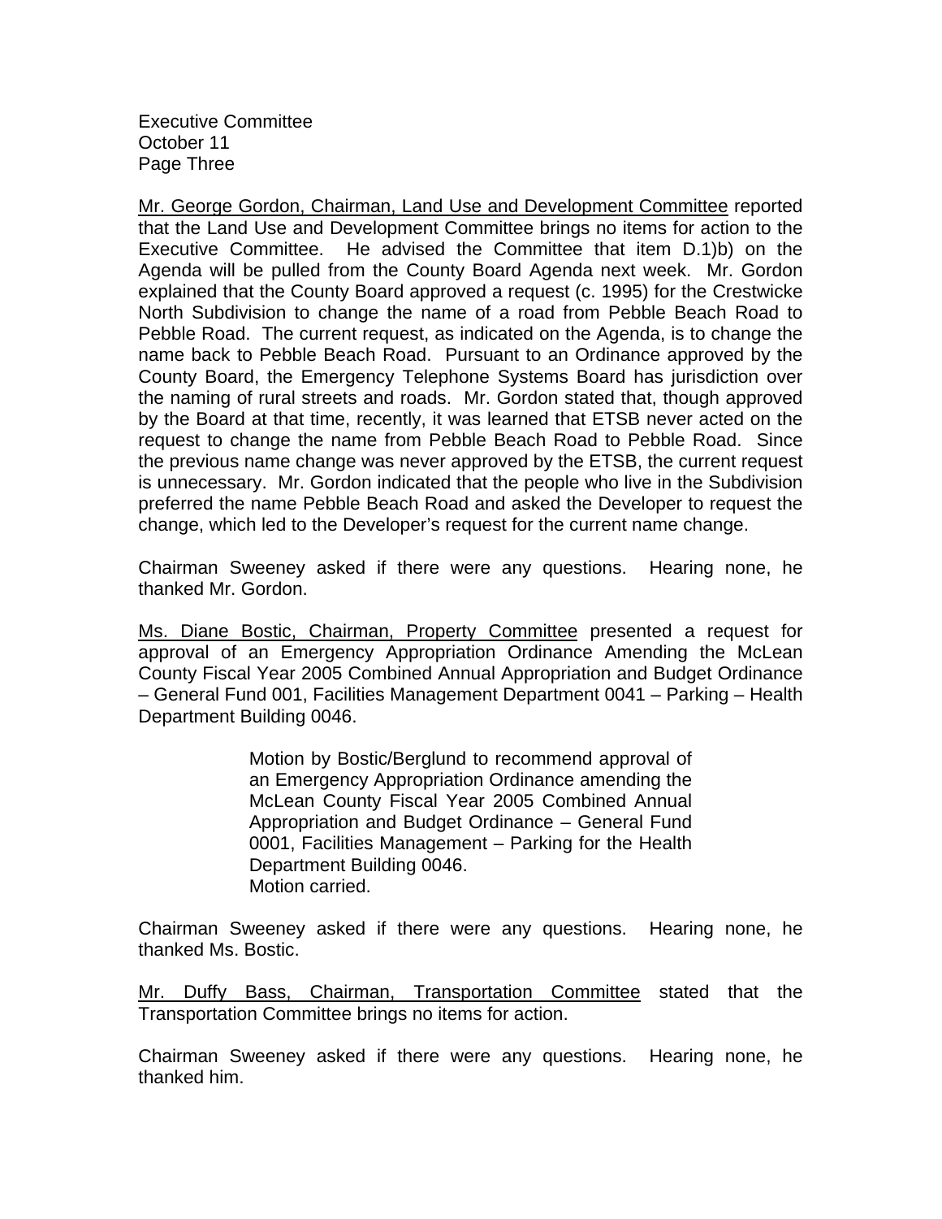Mr. George Gordon, Chairman, Land Use and Development Committee reported that the Land Use and Development Committee brings no items for action to the Executive Committee. He advised the Committee that item D.1)b) on the Agenda will be pulled from the County Board Agenda next week. Mr. Gordon explained that the County Board approved a request (c. 1995) for the Crestwicke North Subdivision to change the name of a road from Pebble Beach Road to Pebble Road. The current request, as indicated on the Agenda, is to change the name back to Pebble Beach Road. Pursuant to an Ordinance approved by the County Board, the Emergency Telephone Systems Board has jurisdiction over the naming of rural streets and roads. Mr. Gordon stated that, though approved by the Board at that time, recently, it was learned that ETSB never acted on the request to change the name from Pebble Beach Road to Pebble Road. Since the previous name change was never approved by the ETSB, the current request is unnecessary. Mr. Gordon indicated that the people who live in the Subdivision preferred the name Pebble Beach Road and asked the Developer to request the change, which led to the Developer's request for the current name change.

Chairman Sweeney asked if there were any questions. Hearing none, he thanked Mr. Gordon.

Ms. Diane Bostic, Chairman, Property Committee presented a request for approval of an Emergency Appropriation Ordinance Amending the McLean County Fiscal Year 2005 Combined Annual Appropriation and Budget Ordinance – General Fund 001, Facilities Management Department 0041 – Parking – Health Department Building 0046.

> Motion by Bostic/Berglund to recommend approval of an Emergency Appropriation Ordinance amending the McLean County Fiscal Year 2005 Combined Annual Appropriation and Budget Ordinance – General Fund 0001, Facilities Management – Parking for the Health Department Building 0046.
> Motion carried.

Chairman Sweeney asked if there were any questions. Hearing none, he thanked Ms. Bostic.

Mr. Duffy Bass, Chairman, Transportation Committee stated that the Transportation Committee brings no items for action.

Chairman Sweeney asked if there were any questions. Hearing none, he thanked him.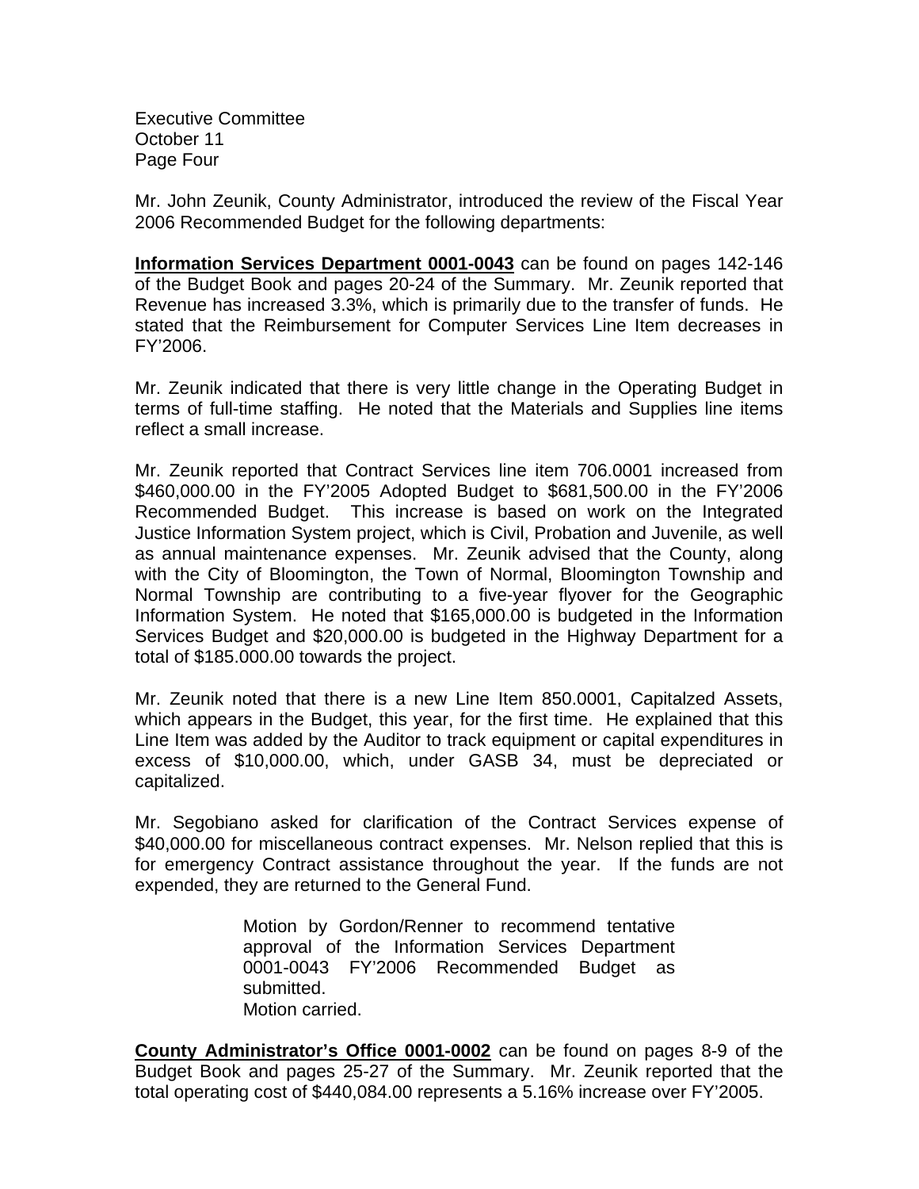Mr. John Zeunik, County Administrator, introduced the review of the Fiscal Year 2006 Recommended Budget for the following departments:

**Information Services Department 0001-0043** can be found on pages 142-146 of the Budget Book and pages 20-24 of the Summary. Mr. Zeunik reported that Revenue has increased 3.3%, which is primarily due to the transfer of funds. He stated that the Reimbursement for Computer Services Line Item decreases in FY'2006.

Mr. Zeunik indicated that there is very little change in the Operating Budget in terms of full-time staffing. He noted that the Materials and Supplies line items reflect a small increase.

Mr. Zeunik reported that Contract Services line item 706.0001 increased from $460,000.00 in the FY'2005 Adopted Budget to $681,500.00 in the FY'2006 Recommended Budget. This increase is based on work on the Integrated Justice Information System project, which is Civil, Probation and Juvenile, as well as annual maintenance expenses. Mr. Zeunik advised that the County, along with the City of Bloomington, the Town of Normal, Bloomington Township and Normal Township are contributing to a five-year flyover for the Geographic Information System. He noted that $165,000.00 is budgeted in the Information Services Budget and $20,000.00 is budgeted in the Highway Department for a total of $185.000.00 towards the project.

Mr. Zeunik noted that there is a new Line Item 850.0001, Capitalzed Assets, which appears in the Budget, this year, for the first time. He explained that this Line Item was added by the Auditor to track equipment or capital expenditures in excess of $10,000.00, which, under GASB 34, must be depreciated or capitalized.

Mr. Segobiano asked for clarification of the Contract Services expense of $40,000.00 for miscellaneous contract expenses. Mr. Nelson replied that this is for emergency Contract assistance throughout the year. If the funds are not expended, they are returned to the General Fund.

> Motion by Gordon/Renner to recommend tentative approval of the Information Services Department 0001-0043 FY'2006 Recommended Budget as submitted.
> Motion carried.

**County Administrator's Office 0001-0002** can be found on pages 8-9 of the Budget Book and pages 25-27 of the Summary. Mr. Zeunik reported that the total operating cost of $440,084.00 represents a 5.16% increase over FY'2005.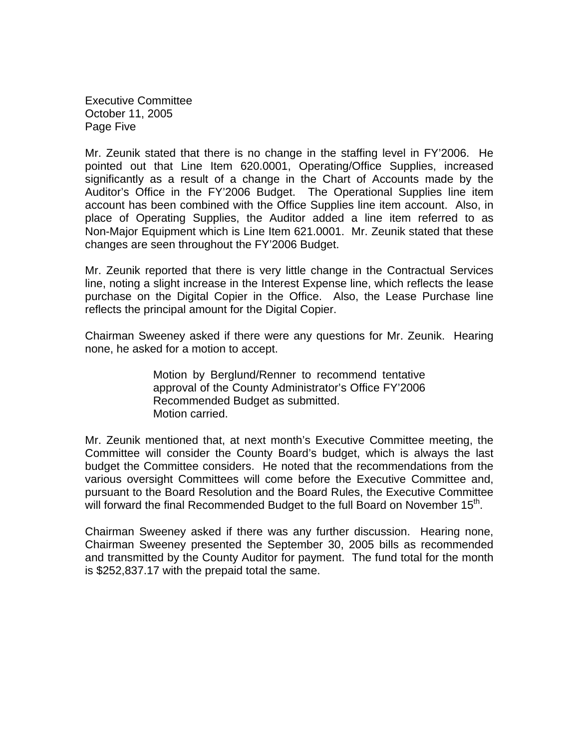Mr. Zeunik stated that there is no change in the staffing level in FY'2006. He pointed out that Line Item 620.0001, Operating/Office Supplies, increased significantly as a result of a change in the Chart of Accounts made by the Auditor's Office in the FY'2006 Budget. The Operational Supplies line item account has been combined with the Office Supplies line item account. Also, in place of Operating Supplies, the Auditor added a line item referred to as Non-Major Equipment which is Line Item 621.0001. Mr. Zeunik stated that these changes are seen throughout the FY'2006 Budget.

Mr. Zeunik reported that there is very little change in the Contractual Services line, noting a slight increase in the Interest Expense line, which reflects the lease purchase on the Digital Copier in the Office. Also, the Lease Purchase line reflects the principal amount for the Digital Copier.

Chairman Sweeney asked if there were any questions for Mr. Zeunik. Hearing none, he asked for a motion to accept.

> Motion by Berglund/Renner to recommend tentative approval of the County Administrator's Office FY'2006 Recommended Budget as submitted.
> Motion carried.

Mr. Zeunik mentioned that, at next month's Executive Committee meeting, the Committee will consider the County Board's budget, which is always the last budget the Committee considers. He noted that the recommendations from the various oversight Committees will come before the Executive Committee and, pursuant to the Board Resolution and the Board Rules, the Executive Committee will forward the final Recommended Budget to the full Board on November 15th.

Chairman Sweeney asked if there was any further discussion. Hearing none, Chairman Sweeney presented the September 30, 2005 bills as recommended and transmitted by the County Auditor for payment. The fund total for the month is $252,837.17 with the prepaid total the same.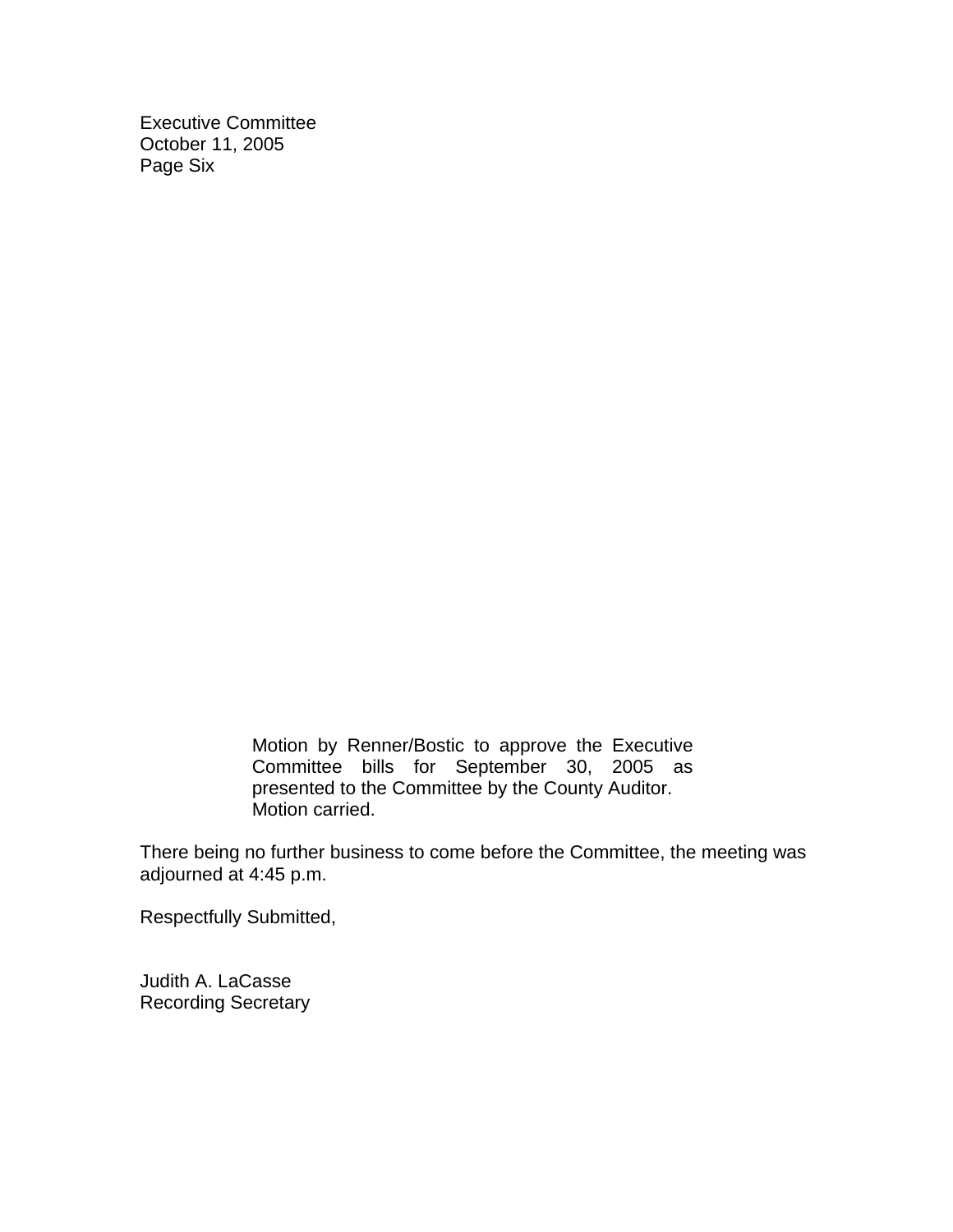Motion by Renner/Bostic to approve the Executive Committee bills for September 30, 2005 as presented to the Committee by the County Auditor.
Motion carried.

There being no further business to come before the Committee, the meeting was adjourned at 4:45 p.m.

Respectfully Submitted,

Judith A. LaCasse
Recording Secretary